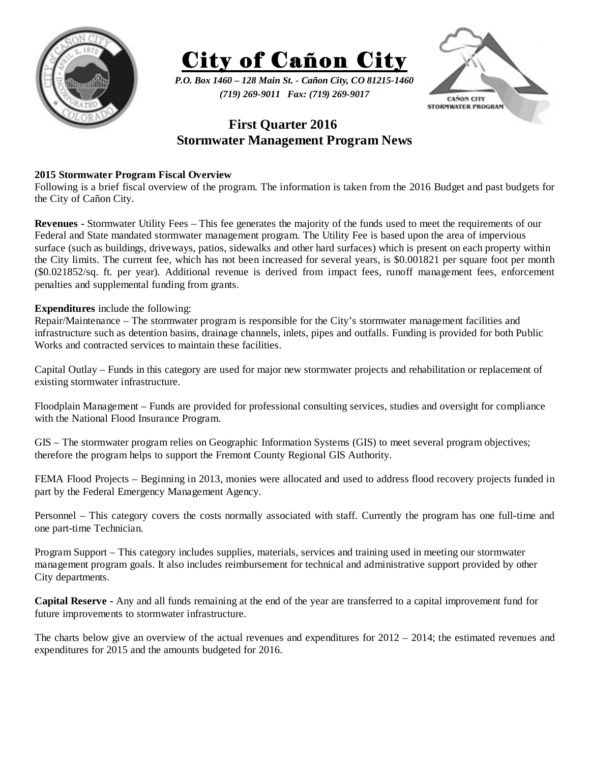# City of Cañon City

*P.O. Box 1460 – 128 Main St. - Cañon City, CO 81215-1460*
*(719) 269-9011 Fax: (719) 269-9017*

## First Quarter 2016 Stormwater Management Program News

**2015 Stormwater Program Fiscal Overview**
Following is a brief fiscal overview of the program. The information is taken from the 2016 Budget and past budgets for the City of Cañon City.

**Revenues -** Stormwater Utility Fees – This fee generates the majority of the funds used to meet the requirements of our Federal and State mandated stormwater management program. The Utility Fee is based upon the area of impervious surface (such as buildings, driveways, patios, sidewalks and other hard surfaces) which is present on each property within the City limits. The current fee, which has not been increased for several years, is $0.001821 per square foot per month ($0.021852/sq. ft. per year). Additional revenue is derived from impact fees, runoff management fees, enforcement penalties and supplemental funding from grants.

**Expenditures** include the following:
Repair/Maintenance – The stormwater program is responsible for the City's stormwater management facilities and infrastructure such as detention basins, drainage channels, inlets, pipes and outfalls. Funding is provided for both Public Works and contracted services to maintain these facilities.

Capital Outlay – Funds in this category are used for major new stormwater projects and rehabilitation or replacement of existing stormwater infrastructure.

Floodplain Management – Funds are provided for professional consulting services, studies and oversight for compliance with the National Flood Insurance Program.

GIS – The stormwater program relies on Geographic Information Systems (GIS) to meet several program objectives; therefore the program helps to support the Fremont County Regional GIS Authority.

FEMA Flood Projects – Beginning in 2013, monies were allocated and used to address flood recovery projects funded in part by the Federal Emergency Management Agency.

Personnel – This category covers the costs normally associated with staff. Currently the program has one full-time and one part-time Technician.

Program Support – This category includes supplies, materials, services and training used in meeting our stormwater management program goals. It also includes reimbursement for technical and administrative support provided by other City departments.

**Capital Reserve -** Any and all funds remaining at the end of the year are transferred to a capital improvement fund for future improvements to stormwater infrastructure.

The charts below give an overview of the actual revenues and expenditures for 2012 – 2014; the estimated revenues and expenditures for 2015 and the amounts budgeted for 2016.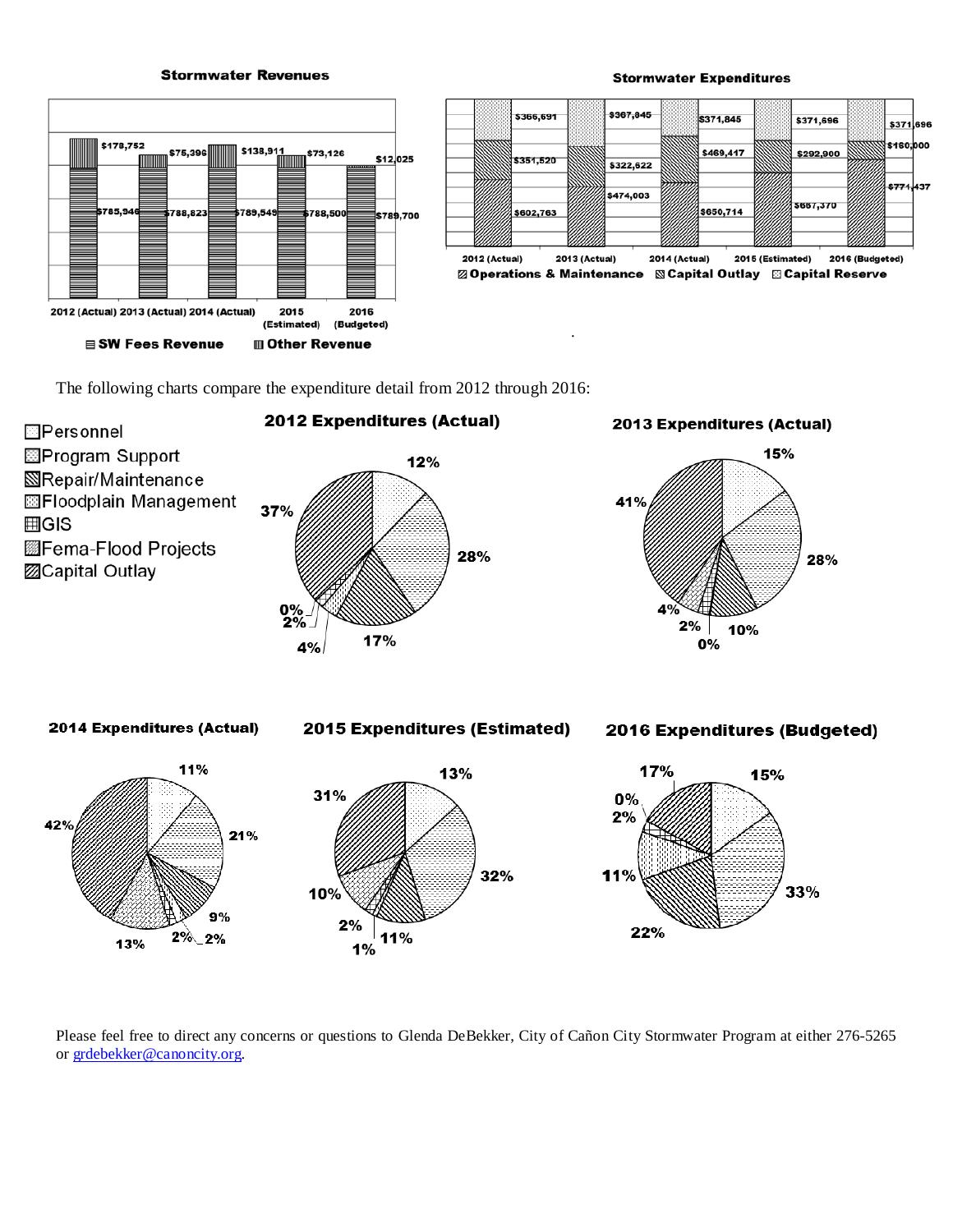**Stormwater Revenues**

$179,752
$75,396
$138,911
$73,126
$12,025
$785,946
$788,823
$789,549
$788,500
$789,700

2012 (Actual) 2013 (Actual) 2014 (Actual) 2015 (Estimated) 2016 (Budgeted)

SW Fees Revenue
Other Revenue

**Stormwater Expenditures**

$366,691
$367,845
$371,845
$371,696
$371,696
$351,520
$322,622
$469,417
$292,900
$160,000
$474,003
$771,437
$602,763
$650,714
$667,370

2012 (Actual) 2013 (Actual) 2014 (Actual) 2015 (Estimated) 2016 (Budgeted)

Operations & Maintenance
Capital Outlay
Capital Reserve

The following charts compare the expenditure detail from 2012 through 2016:

Personnel
Program Support
Repair/Maintenance
Floodplain Management
GIS
Fema-Flood Projects
Capital Outlay

**2012 Expenditures (Actual)**

12%
28%
17%
4%
2%
0%
37%

**2013 Expenditures (Actual)**

15%
28%
10%
0%
2%
4%
41%

**2014 Expenditures (Actual)**

11%
21%
9%
2%
2%
13%
42%

**2015 Expenditures (Estimated)**

13%
32%
11%
1%
2%
10%
31%

**2016 Expenditures (Budgeted)**

15%
33%
22%
11%
2%
0%
17%

Please feel free to direct any concerns or questions to Glenda DeBekker, City of Cañon City Stormwater Program at either 276-5265 or grdebekker@canoncity.org.